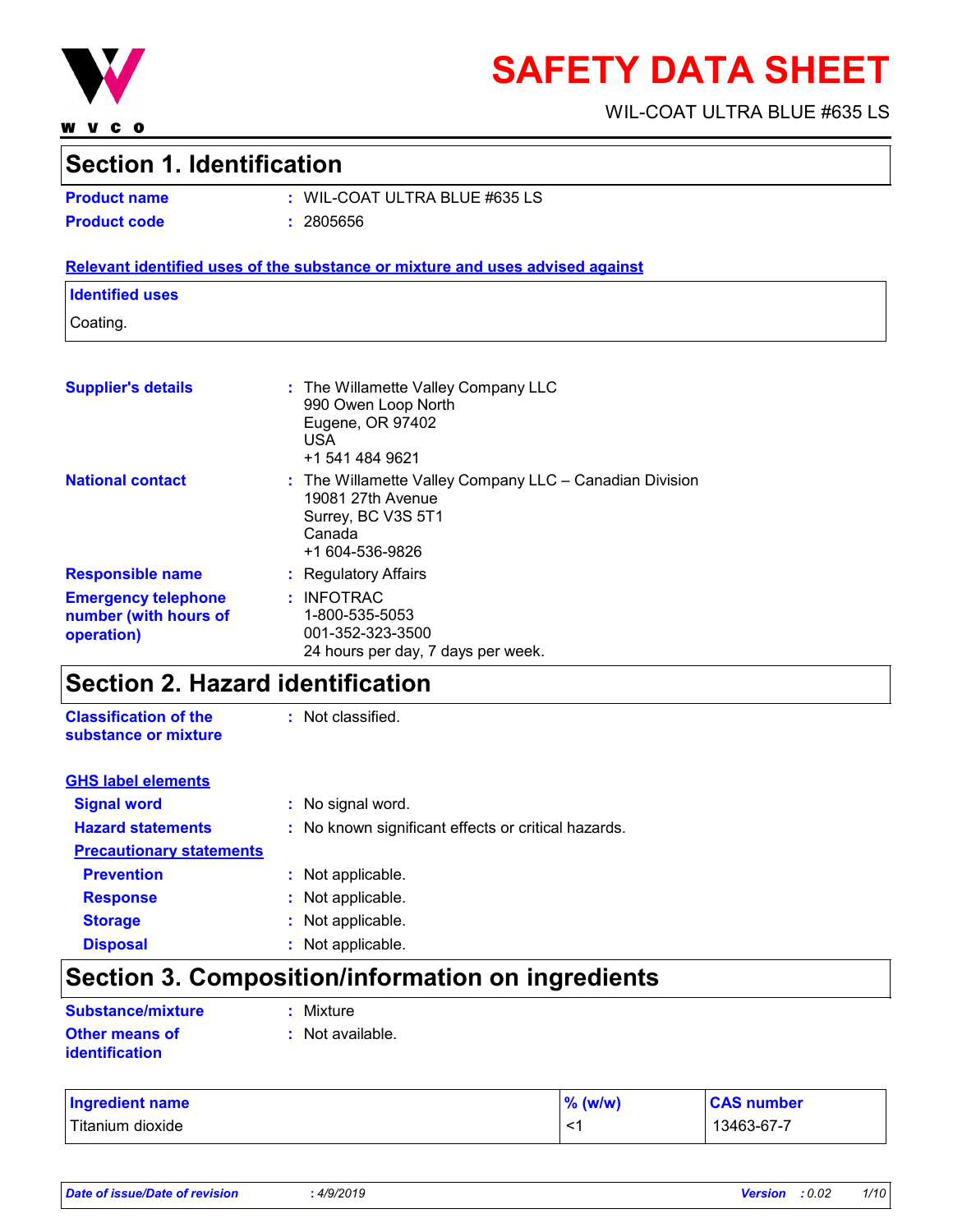# SAFETY DATA SHEET

WIL-COAT ULTRA BLUE #635 LS

## Section 1. Identification

**Product name** : WIL-COAT ULTRA BLUE #635 LS

**Product code** : 2805656

**Relevant identified uses of the substance or mixture and uses advised against**

**Identified uses**

Coating.

**Supplier's details** : The Willamette Valley Company LLC
990 Owen Loop North
Eugene, OR 97402
USA
+1 541 484 9621

**National contact** : The Willamette Valley Company LLC – Canadian Division
19081 27th Avenue
Surrey, BC V3S 5T1
Canada
+1 604-536-9826

**Responsible name** : Regulatory Affairs

**Emergency telephone number (with hours of operation)** : INFOTRAC
1-800-535-5053
001-352-323-3500
24 hours per day, 7 days per week.

## Section 2. Hazard identification

**Classification of the substance or mixture** : Not classified.

**GHS label elements**

**Signal word** : No signal word.

**Hazard statements** : No known significant effects or critical hazards.

**Precautionary statements**

**Prevention** : Not applicable.

**Response** : Not applicable.

**Storage** : Not applicable.

**Disposal** : Not applicable.

## Section 3. Composition/information on ingredients

**Substance/mixture** : Mixture

**Other means of identification** : Not available.

| Ingredient name | % (w/w) | CAS number |
|---|---|---|
| Titanium dioxide | <1 | 13463-67-7 |

*Date of issue/Date of revision* : *4/9/2019* *Version* : *0.02*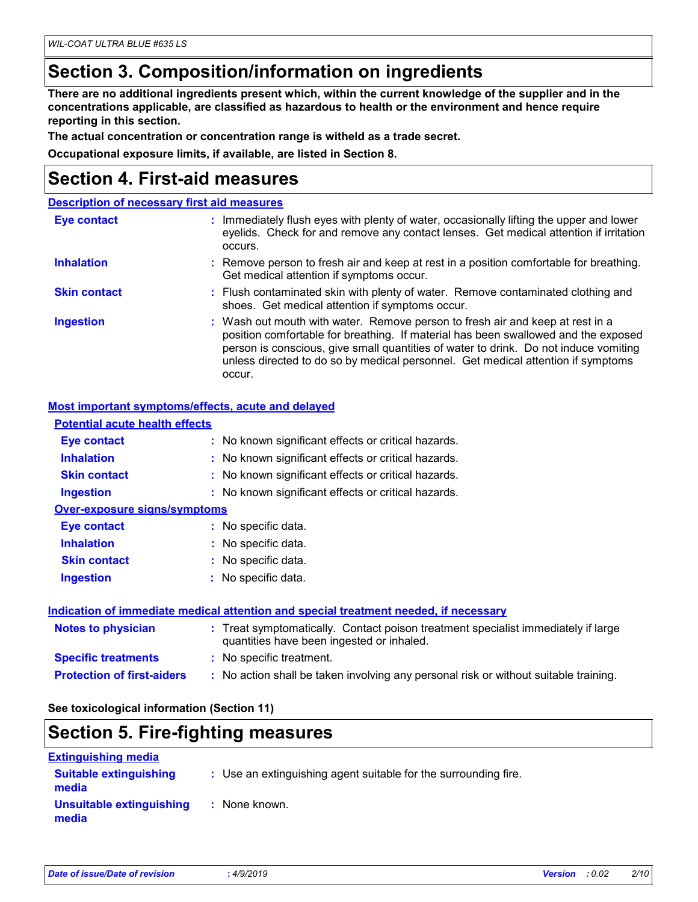## Section 3. Composition/information on ingredients

**There are no additional ingredients present which, within the current knowledge of the supplier and in the concentrations applicable, are classified as hazardous to health or the environment and hence require reporting in this section.**

**The actual concentration or concentration range is witheld as a trade secret.**

**Occupational exposure limits, if available, are listed in Section 8.**

## Section 4. First-aid measures

### Description of necessary first aid measures

| | |
|---|---|
| **Eye contact** | Immediately flush eyes with plenty of water, occasionally lifting the upper and lower eyelids. Check for and remove any contact lenses. Get medical attention if irritation occurs. |
| **Inhalation** | Remove person to fresh air and keep at rest in a position comfortable for breathing. Get medical attention if symptoms occur. |
| **Skin contact** | Flush contaminated skin with plenty of water. Remove contaminated clothing and shoes. Get medical attention if symptoms occur. |
| **Ingestion** | Wash out mouth with water. Remove person to fresh air and keep at rest in a position comfortable for breathing. If material has been swallowed and the exposed person is conscious, give small quantities of water to drink. Do not induce vomiting unless directed to do so by medical personnel. Get medical attention if symptoms occur. |

### Most important symptoms/effects, acute and delayed

**Potential acute health effects**

| | |
|---|---|
| **Eye contact** | No known significant effects or critical hazards. |
| **Inhalation** | No known significant effects or critical hazards. |
| **Skin contact** | No known significant effects or critical hazards. |
| **Ingestion** | No known significant effects or critical hazards. |

**Over-exposure signs/symptoms**

| | |
|---|---|
| **Eye contact** | No specific data. |
| **Inhalation** | No specific data. |
| **Skin contact** | No specific data. |
| **Ingestion** | No specific data. |

### Indication of immediate medical attention and special treatment needed, if necessary

| | |
|---|---|
| **Notes to physician** | Treat symptomatically. Contact poison treatment specialist immediately if large quantities have been ingested or inhaled. |
| **Specific treatments** | No specific treatment. |
| **Protection of first-aiders** | No action shall be taken involving any personal risk or without suitable training. |

**See toxicological information (Section 11)**

## Section 5. Fire-fighting measures

### Extinguishing media

| | |
|---|---|
| **Suitable extinguishing media** | Use an extinguishing agent suitable for the surrounding fire. |
| **Unsuitable extinguishing media** | None known. |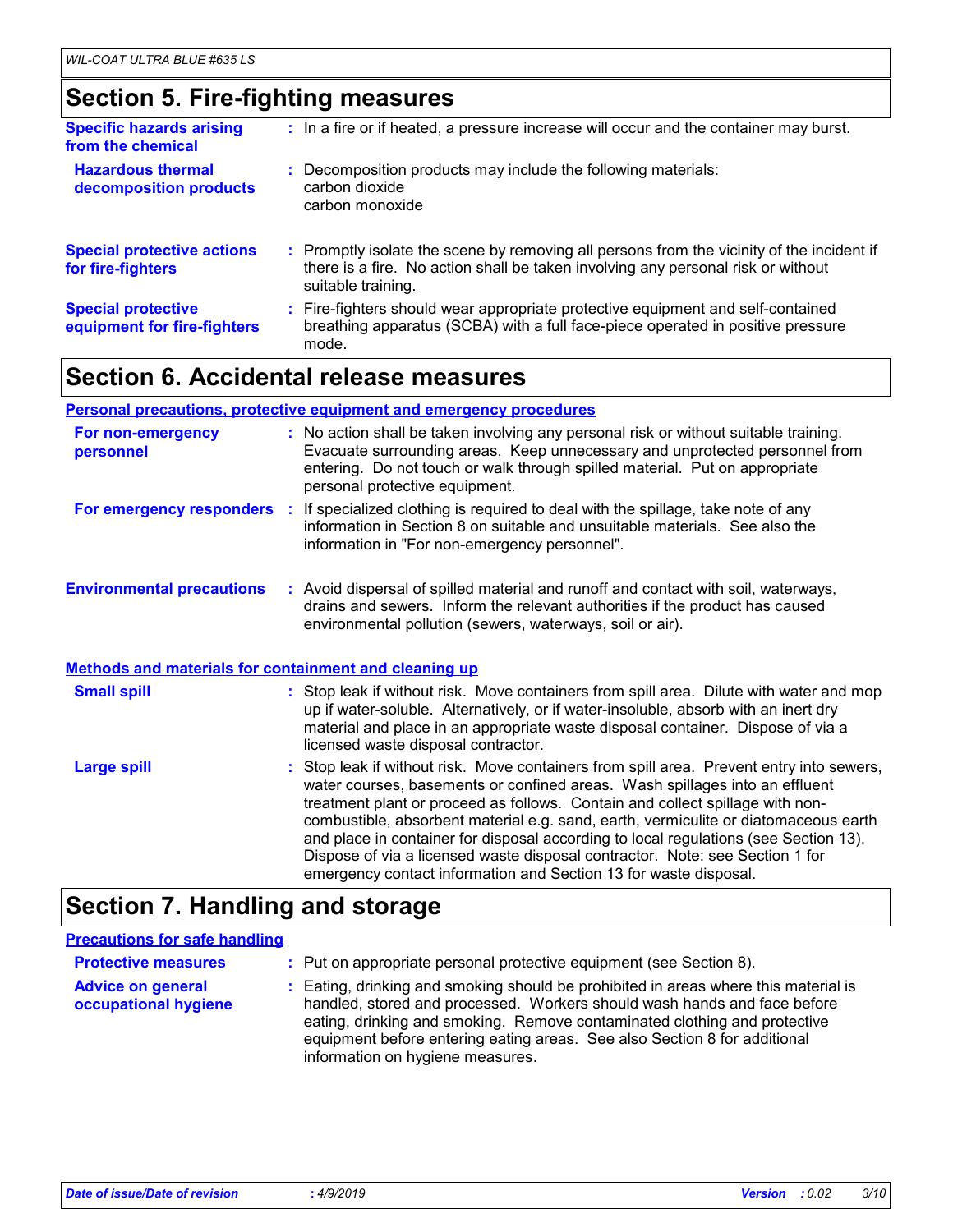# Section 5. Fire-fighting measures

**Specific hazards arising from the chemical** : In a fire or if heated, a pressure increase will occur and the container may burst.

**Hazardous thermal decomposition products** : Decomposition products may include the following materials:
carbon dioxide
carbon monoxide

**Special protective actions for fire-fighters** : Promptly isolate the scene by removing all persons from the vicinity of the incident if there is a fire. No action shall be taken involving any personal risk or without suitable training.

**Special protective equipment for fire-fighters** : Fire-fighters should wear appropriate protective equipment and self-contained breathing apparatus (SCBA) with a full face-piece operated in positive pressure mode.

# Section 6. Accidental release measures

## Personal precautions, protective equipment and emergency procedures

**For non-emergency personnel** : No action shall be taken involving any personal risk or without suitable training. Evacuate surrounding areas. Keep unnecessary and unprotected personnel from entering. Do not touch or walk through spilled material. Put on appropriate personal protective equipment.

**For emergency responders** : If specialized clothing is required to deal with the spillage, take note of any information in Section 8 on suitable and unsuitable materials. See also the information in "For non-emergency personnel".

**Environmental precautions** : Avoid dispersal of spilled material and runoff and contact with soil, waterways, drains and sewers. Inform the relevant authorities if the product has caused environmental pollution (sewers, waterways, soil or air).

## Methods and materials for containment and cleaning up

**Small spill** : Stop leak if without risk. Move containers from spill area. Dilute with water and mop up if water-soluble. Alternatively, or if water-insoluble, absorb with an inert dry material and place in an appropriate waste disposal container. Dispose of via a licensed waste disposal contractor.

**Large spill** : Stop leak if without risk. Move containers from spill area. Prevent entry into sewers, water courses, basements or confined areas. Wash spillages into an effluent treatment plant or proceed as follows. Contain and collect spillage with non-combustible, absorbent material e.g. sand, earth, vermiculite or diatomaceous earth and place in container for disposal according to local regulations (see Section 13). Dispose of via a licensed waste disposal contractor. Note: see Section 1 for emergency contact information and Section 13 for waste disposal.

# Section 7. Handling and storage

## Precautions for safe handling

**Protective measures** : Put on appropriate personal protective equipment (see Section 8).

**Advice on general occupational hygiene** : Eating, drinking and smoking should be prohibited in areas where this material is handled, stored and processed. Workers should wash hands and face before eating, drinking and smoking. Remove contaminated clothing and protective equipment before entering eating areas. See also Section 8 for additional information on hygiene measures.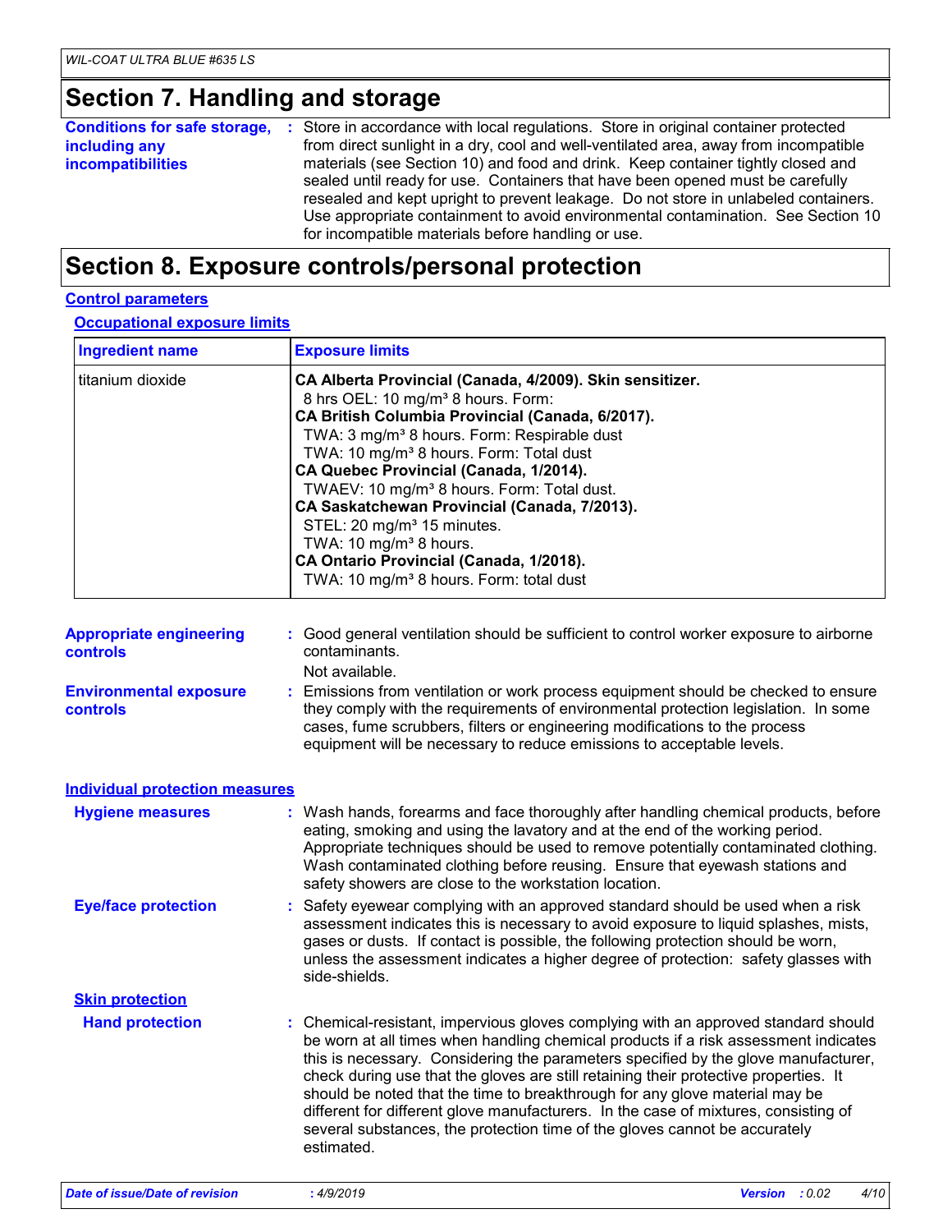# Section 7. Handling and storage

**Conditions for safe storage, including any incompatibilities** : Store in accordance with local regulations. Store in original container protected from direct sunlight in a dry, cool and well-ventilated area, away from incompatible materials (see Section 10) and food and drink. Keep container tightly closed and sealed until ready for use. Containers that have been opened must be carefully resealed and kept upright to prevent leakage. Do not store in unlabeled containers. Use appropriate containment to avoid environmental contamination. See Section 10 for incompatible materials before handling or use.

# Section 8. Exposure controls/personal protection

## Control parameters

### Occupational exposure limits

| Ingredient name | Exposure limits |
|---|---|
| titanium dioxide | **CA Alberta Provincial (Canada, 4/2009). Skin sensitizer.**<br>8 hrs OEL: 10 mg/m³ 8 hours. Form:<br>**CA British Columbia Provincial (Canada, 6/2017).**<br>TWA: 3 mg/m³ 8 hours. Form: Respirable dust<br>TWA: 10 mg/m³ 8 hours. Form: Total dust<br>**CA Quebec Provincial (Canada, 1/2014).**<br>TWAEV: 10 mg/m³ 8 hours. Form: Total dust.<br>**CA Saskatchewan Provincial (Canada, 7/2013).**<br>STEL: 20 mg/m³ 15 minutes.<br>TWA: 10 mg/m³ 8 hours.<br>**CA Ontario Provincial (Canada, 1/2018).**<br>TWA: 10 mg/m³ 8 hours. Form: total dust |

**Appropriate engineering controls** : Good general ventilation should be sufficient to control worker exposure to airborne contaminants.
Not available.

**Environmental exposure controls** : Emissions from ventilation or work process equipment should be checked to ensure they comply with the requirements of environmental protection legislation. In some cases, fume scrubbers, filters or engineering modifications to the process equipment will be necessary to reduce emissions to acceptable levels.

## Individual protection measures

**Hygiene measures** : Wash hands, forearms and face thoroughly after handling chemical products, before eating, smoking and using the lavatory and at the end of the working period. Appropriate techniques should be used to remove potentially contaminated clothing. Wash contaminated clothing before reusing. Ensure that eyewash stations and safety showers are close to the workstation location.

**Eye/face protection** : Safety eyewear complying with an approved standard should be used when a risk assessment indicates this is necessary to avoid exposure to liquid splashes, mists, gases or dusts. If contact is possible, the following protection should be worn, unless the assessment indicates a higher degree of protection: safety glasses with side-shields.

### Skin protection

**Hand protection** : Chemical-resistant, impervious gloves complying with an approved standard should be worn at all times when handling chemical products if a risk assessment indicates this is necessary. Considering the parameters specified by the glove manufacturer, check during use that the gloves are still retaining their protective properties. It should be noted that the time to breakthrough for any glove material may be different for different glove manufacturers. In the case of mixtures, consisting of several substances, the protection time of the gloves cannot be accurately estimated.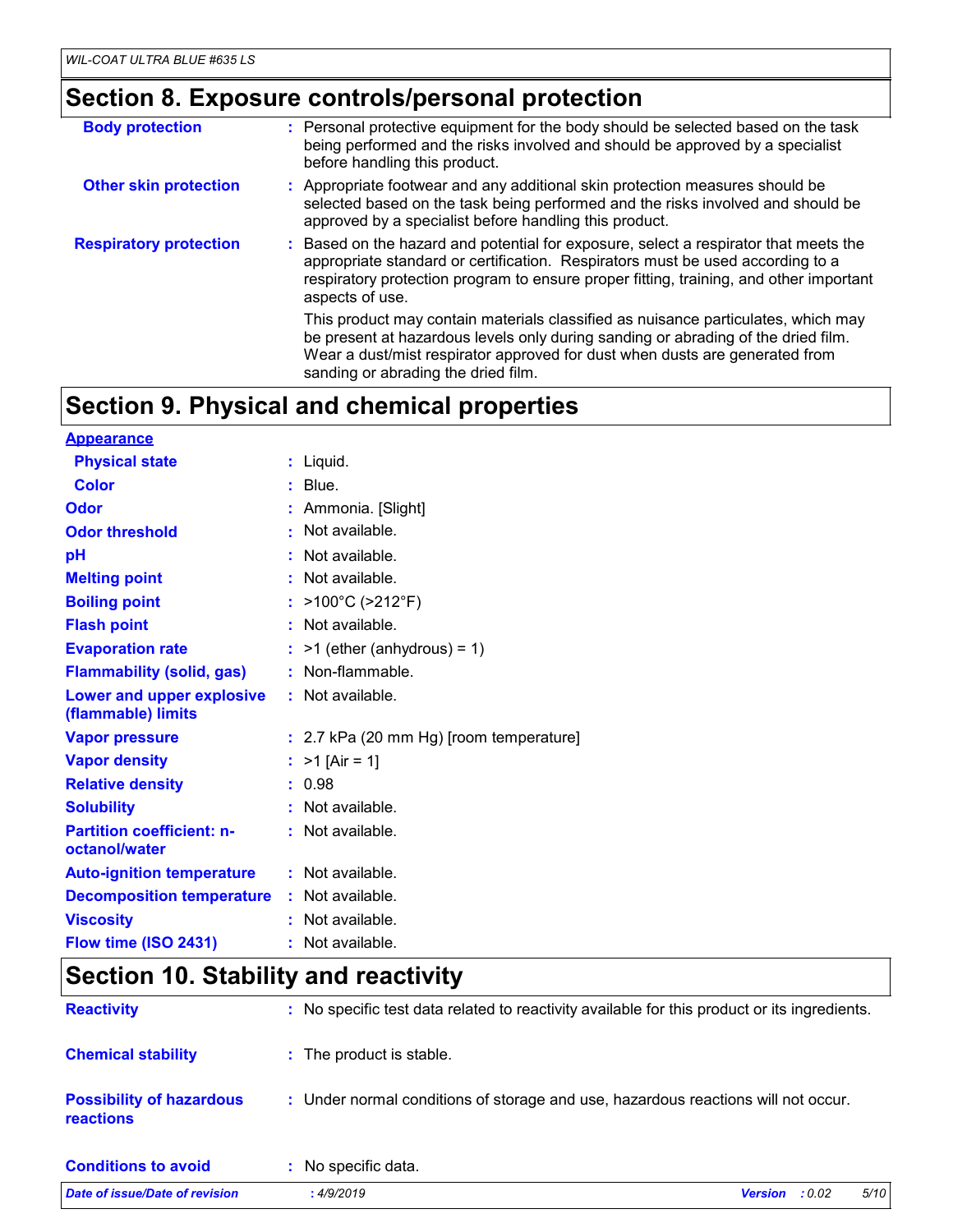## Section 8. Exposure controls/personal protection

| | |
|---|---|
| **Body protection** | : Personal protective equipment for the body should be selected based on the task being performed and the risks involved and should be approved by a specialist before handling this product. |
| **Other skin protection** | : Appropriate footwear and any additional skin protection measures should be selected based on the task being performed and the risks involved and should be approved by a specialist before handling this product. |
| **Respiratory protection** | : Based on the hazard and potential for exposure, select a respirator that meets the appropriate standard or certification. Respirators must be used according to a respiratory protection program to ensure proper fitting, training, and other important aspects of use.<br><br>This product may contain materials classified as nuisance particulates, which may be present at hazardous levels only during sanding or abrading of the dried film. Wear a dust/mist respirator approved for dust when dusts are generated from sanding or abrading the dried film. |

## Section 9. Physical and chemical properties

| | |
|---|---|
| **Appearance** | |
| **Physical state** | : Liquid. |
| **Color** | : Blue. |
| **Odor** | : Ammonia. [Slight] |
| **Odor threshold** | : Not available. |
| **pH** | : Not available. |
| **Melting point** | : Not available. |
| **Boiling point** | : >100°C (>212°F) |
| **Flash point** | : Not available. |
| **Evaporation rate** | : >1 (ether (anhydrous) = 1) |
| **Flammability (solid, gas)** | : Non-flammable. |
| **Lower and upper explosive (flammable) limits** | : Not available. |
| **Vapor pressure** | : 2.7 kPa (20 mm Hg) [room temperature] |
| **Vapor density** | : >1 [Air = 1] |
| **Relative density** | : 0.98 |
| **Solubility** | : Not available. |
| **Partition coefficient: n-octanol/water** | : Not available. |
| **Auto-ignition temperature** | : Not available. |
| **Decomposition temperature** | : Not available. |
| **Viscosity** | : Not available. |
| **Flow time (ISO 2431)** | : Not available. |

## Section 10. Stability and reactivity

| | |
|---|---|
| **Reactivity** | : No specific test data related to reactivity available for this product or its ingredients. |
| **Chemical stability** | : The product is stable. |
| **Possibility of hazardous reactions** | : Under normal conditions of storage and use, hazardous reactions will not occur. |
| **Conditions to avoid** | : No specific data. |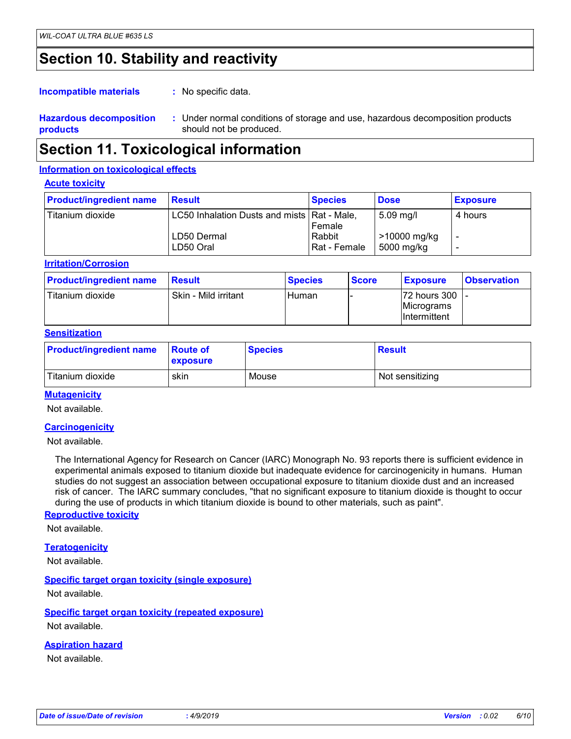# Section 10. Stability and reactivity

**Incompatible materials** : No specific data.

**Hazardous decomposition products** : Under normal conditions of storage and use, hazardous decomposition products should not be produced.

# Section 11. Toxicological information

## Information on toxicological effects

### Acute toxicity

| Product/ingredient name | Result | Species | Dose | Exposure |
|---|---|---|---|---|
| Titanium dioxide | LC50 Inhalation Dusts and mists | Rat - Male, Female | 5.09 mg/l | 4 hours |
| | LD50 Dermal | Rabbit | >10000 mg/kg | - |
| | LD50 Oral | Rat - Female | 5000 mg/kg | - |

### Irritation/Corrosion

| Product/ingredient name | Result | Species | Score | Exposure | Observation |
|---|---|---|---|---|---|
| Titanium dioxide | Skin - Mild irritant | Human | - | 72 hours 300 Micrograms Intermittent | - |

### Sensitization

| Product/ingredient name | Route of exposure | Species | Result |
|---|---|---|---|
| Titanium dioxide | skin | Mouse | Not sensitizing |

### Mutagenicity

Not available.

### Carcinogenicity

Not available.

The International Agency for Research on Cancer (IARC) Monograph No. 93 reports there is sufficient evidence in experimental animals exposed to titanium dioxide but inadequate evidence for carcinogenicity in humans. Human studies do not suggest an association between occupational exposure to titanium dioxide dust and an increased risk of cancer. The IARC summary concludes, "that no significant exposure to titanium dioxide is thought to occur during the use of products in which titanium dioxide is bound to other materials, such as paint".

### Reproductive toxicity

Not available.

### Teratogenicity

Not available.

### Specific target organ toxicity (single exposure)

Not available.

### Specific target organ toxicity (repeated exposure)

Not available.

### Aspiration hazard

Not available.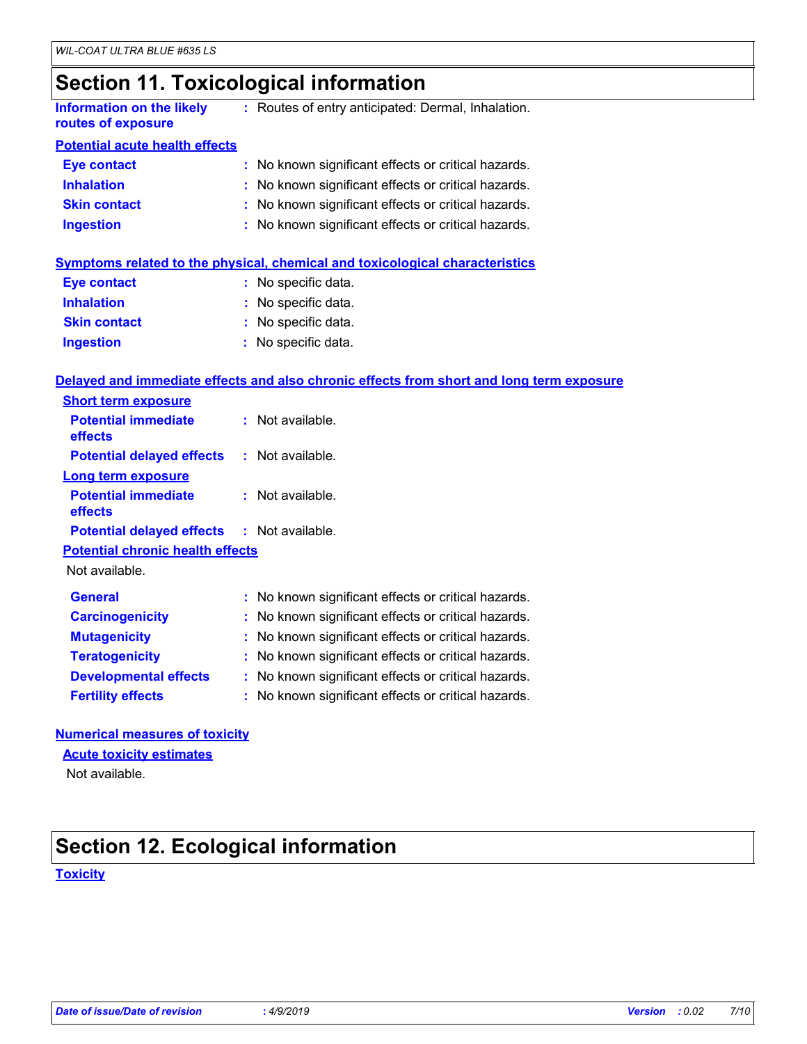# Section 11. Toxicological information

**Information on the likely routes of exposure** : Routes of entry anticipated: Dermal, Inhalation.

## Potential acute health effects

| | |
|---|---|
| **Eye contact** | : No known significant effects or critical hazards. |
| **Inhalation** | : No known significant effects or critical hazards. |
| **Skin contact** | : No known significant effects or critical hazards. |
| **Ingestion** | : No known significant effects or critical hazards. |

## Symptoms related to the physical, chemical and toxicological characteristics

| | |
|---|---|
| **Eye contact** | : No specific data. |
| **Inhalation** | : No specific data. |
| **Skin contact** | : No specific data. |
| **Ingestion** | : No specific data. |

## Delayed and immediate effects and also chronic effects from short and long term exposure

### Short term exposure

| | |
|---|---|
| **Potential immediate effects** | : Not available. |
| **Potential delayed effects** | : Not available. |

### Long term exposure

| | |
|---|---|
| **Potential immediate effects** | : Not available. |
| **Potential delayed effects** | : Not available. |

### Potential chronic health effects

Not available.

| | |
|---|---|
| **General** | : No known significant effects or critical hazards. |
| **Carcinogenicity** | : No known significant effects or critical hazards. |
| **Mutagenicity** | : No known significant effects or critical hazards. |
| **Teratogenicity** | : No known significant effects or critical hazards. |
| **Developmental effects** | : No known significant effects or critical hazards. |
| **Fertility effects** | : No known significant effects or critical hazards. |

## Numerical measures of toxicity

### Acute toxicity estimates

Not available.

# Section 12. Ecological information

## Toxicity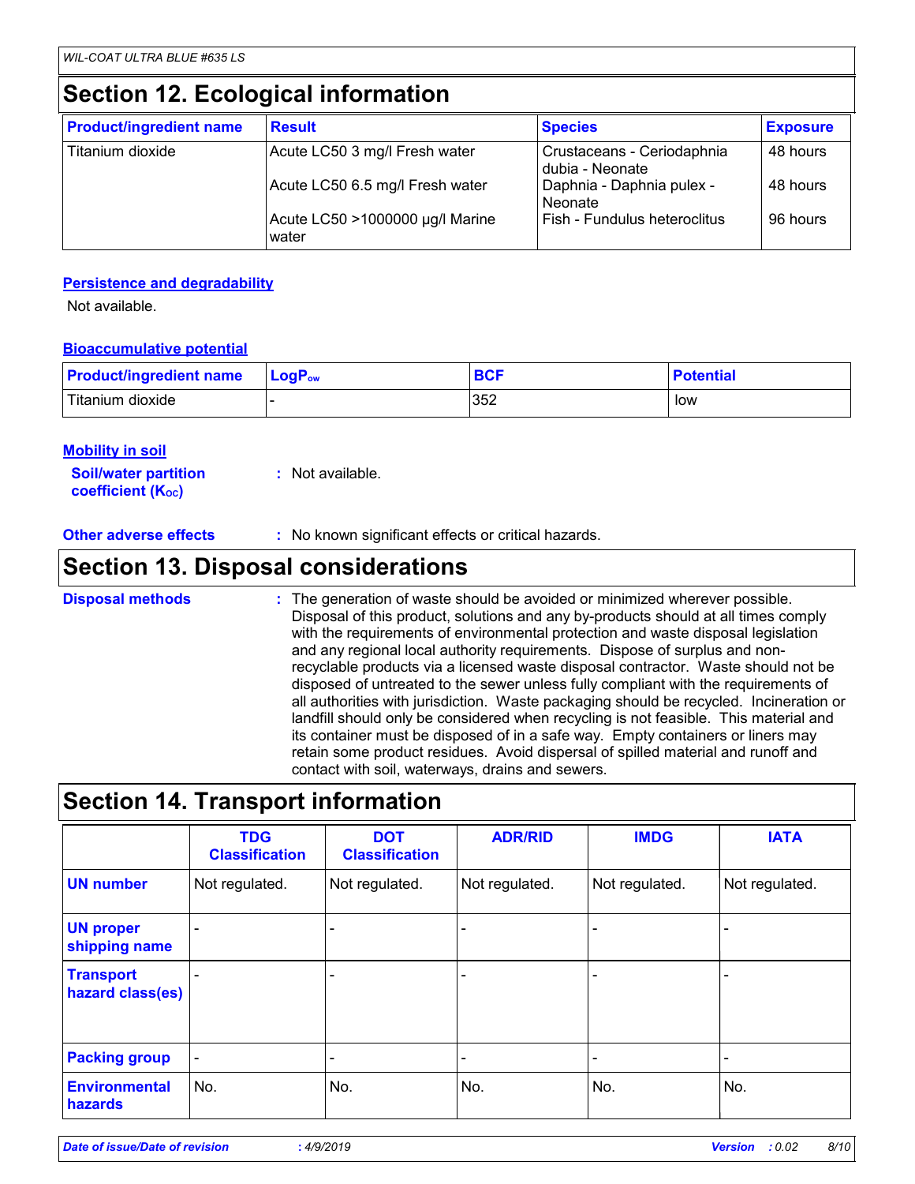# Section 12. Ecological information

| Product/ingredient name | Result | Species | Exposure |
|---|---|---|---|
| Titanium dioxide | Acute LC50 3 mg/l Fresh water | Crustaceans - Ceriodaphnia dubia - Neonate | 48 hours |
| | Acute LC50 6.5 mg/l Fresh water | Daphnia - Daphnia pulex - Neonate | 48 hours |
| | Acute LC50 >1000000 µg/l Marine water | Fish - Fundulus heteroclitus | 96 hours |

### Persistence and degradability

Not available.

### Bioaccumulative potential

| Product/ingredient name | $LogP_{ow}$ | BCF | Potential |
|---|---|---|---|
| Titanium dioxide | - | 352 | low |

### Mobility in soil

**Soil/water partition coefficient ($K_{OC}$)** : Not available.

**Other adverse effects** : No known significant effects or critical hazards.

# Section 13. Disposal considerations

**Disposal methods** : The generation of waste should be avoided or minimized wherever possible. Disposal of this product, solutions and any by-products should at all times comply with the requirements of environmental protection and waste disposal legislation and any regional local authority requirements. Dispose of surplus and non-recyclable products via a licensed waste disposal contractor. Waste should not be disposed of untreated to the sewer unless fully compliant with the requirements of all authorities with jurisdiction. Waste packaging should be recycled. Incineration or landfill should only be considered when recycling is not feasible. This material and its container must be disposed of in a safe way. Empty containers or liners may retain some product residues. Avoid dispersal of spilled material and runoff and contact with soil, waterways, drains and sewers.

# Section 14. Transport information

| | TDG Classification | DOT Classification | ADR/RID | IMDG | IATA |
|---|---|---|---|---|---|
| **UN number** | Not regulated. | Not regulated. | Not regulated. | Not regulated. | Not regulated. |
| **UN proper shipping name** | - | - | - | - | - |
| **Transport hazard class(es)** | - | - | - | - | - |
| **Packing group** | - | - | - | - | - |
| **Environmental hazards** | No. | No. | No. | No. | No. |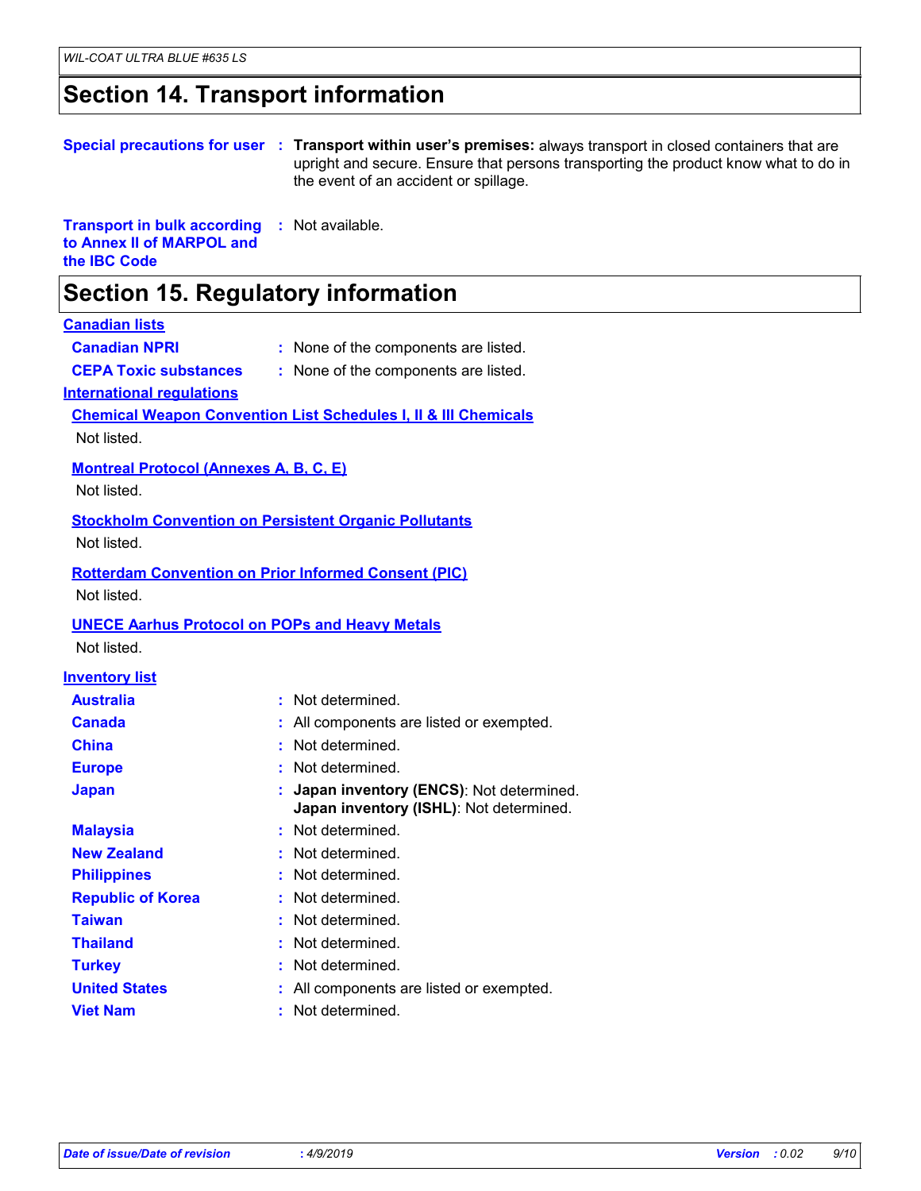## Section 14. Transport information

**Special precautions for user** : **Transport within user's premises:** always transport in closed containers that are upright and secure. Ensure that persons transporting the product know what to do in the event of an accident or spillage.

**Transport in bulk according to Annex II of MARPOL and the IBC Code** : Not available.

## Section 15. Regulatory information

**Canadian lists**

**Canadian NPRI** : None of the components are listed.

**CEPA Toxic substances** : None of the components are listed.

**International regulations**

**Chemical Weapon Convention List Schedules I, II & III Chemicals**

Not listed.

**Montreal Protocol (Annexes A, B, C, E)**

Not listed.

**Stockholm Convention on Persistent Organic Pollutants**

Not listed.

**Rotterdam Convention on Prior Informed Consent (PIC)**

Not listed.

**UNECE Aarhus Protocol on POPs and Heavy Metals**

Not listed.

**Inventory list**

**Australia** : Not determined.

**Canada** : All components are listed or exempted.

**China** : Not determined.

**Europe** : Not determined.

**Japan** : **Japan inventory (ENCS)**: Not determined.
**Japan inventory (ISHL)**: Not determined.

**Malaysia** : Not determined.

**New Zealand** : Not determined.

**Philippines** : Not determined.

**Republic of Korea** : Not determined.

**Taiwan** : Not determined.

**Thailand** : Not determined.

**Turkey** : Not determined.

**United States** : All components are listed or exempted.

**Viet Nam** : Not determined.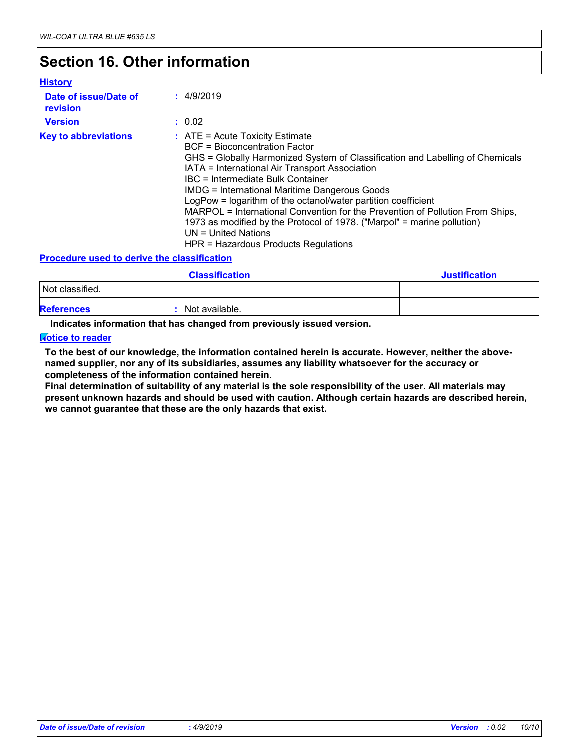# Section 16. Other information

**History**

**Date of issue/Date of revision** : 4/9/2019

**Version** : 0.02

**Key to abbreviations** : ATE = Acute Toxicity Estimate
BCF = Bioconcentration Factor
GHS = Globally Harmonized System of Classification and Labelling of Chemicals
IATA = International Air Transport Association
IBC = Intermediate Bulk Container
IMDG = International Maritime Dangerous Goods
LogPow = logarithm of the octanol/water partition coefficient
MARPOL = International Convention for the Prevention of Pollution From Ships, 1973 as modified by the Protocol of 1978. ("Marpol" = marine pollution)
UN = United Nations
HPR = Hazardous Products Regulations

**Procedure used to derive the classification**

| Classification | Justification |
|---|---|
| Not classified. | |

**References** : Not available.

**Indicates information that has changed from previously issued version.**

**Notice to reader**

**To the best of our knowledge, the information contained herein is accurate. However, neither the above-named supplier, nor any of its subsidiaries, assumes any liability whatsoever for the accuracy or completeness of the information contained herein.**
**Final determination of suitability of any material is the sole responsibility of the user. All materials may present unknown hazards and should be used with caution. Although certain hazards are described herein, we cannot guarantee that these are the only hazards that exist.**